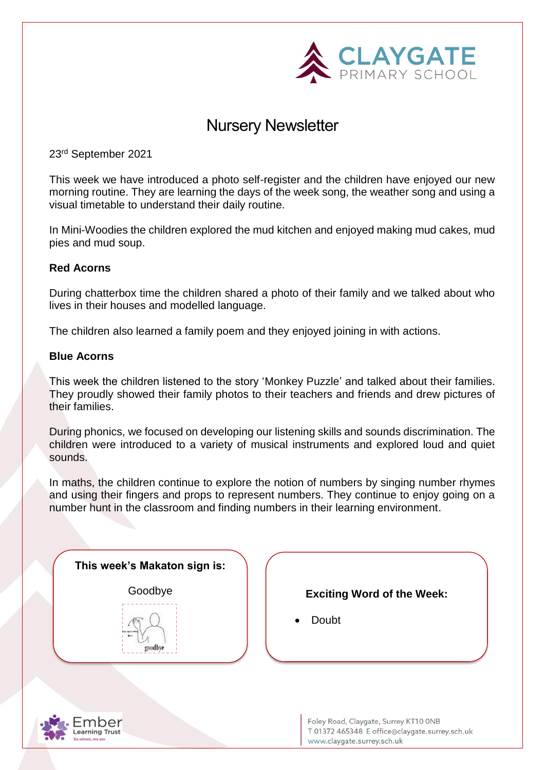CLAYGATE PRIMARY SCHOOL

# Nursery Newsletter

23rd September 2021

This week we have introduced a photo self-register and the children have enjoyed our new morning routine. They are learning the days of the week song, the weather song and using a visual timetable to understand their daily routine.

In Mini-Woodies the children explored the mud kitchen and enjoyed making mud cakes, mud pies and mud soup.

**Red Acorns**

During chatterbox time the children shared a photo of their family and we talked about who lives in their houses and modelled language.

The children also learned a family poem and they enjoyed joining in with actions.

**Blue Acorns**

This week the children listened to the story 'Monkey Puzzle' and talked about their families. They proudly showed their family photos to their teachers and friends and drew pictures of their families.

During phonics, we focused on developing our listening skills and sounds discrimination. The children were introduced to a variety of musical instruments and explored loud and quiet sounds.

In maths, the children continue to explore the notion of numbers by singing number rhymes and using their fingers and props to represent numbers. They continue to enjoy going on a number hunt in the classroom and finding numbers in their learning environment.

**This week's Makaton sign is:**

Goodbye

**Exciting Word of the Week:**

- Doubt

Ember Learning Trust

Foley Road, Claygate, Surrey KT10 0NB
T 01372 465348 E office@claygate.surrey.sch.uk
www.claygate.surrey.sch.uk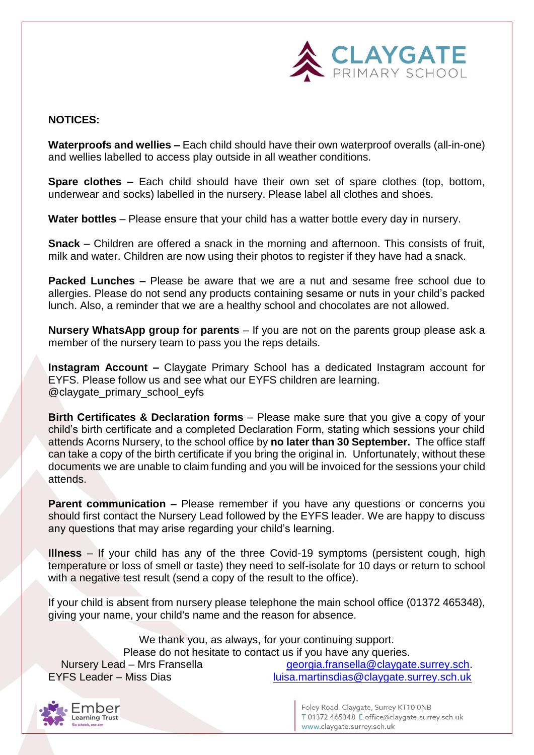**NOTICES:**

**Waterproofs and wellies –** Each child should have their own waterproof overalls (all-in-one) and wellies labelled to access play outside in all weather conditions.

**Spare clothes –** Each child should have their own set of spare clothes (top, bottom, underwear and socks) labelled in the nursery. Please label all clothes and shoes.

**Water bottles** – Please ensure that your child has a watter bottle every day in nursery.

**Snack** – Children are offered a snack in the morning and afternoon. This consists of fruit, milk and water. Children are now using their photos to register if they have had a snack.

**Packed Lunches –** Please be aware that we are a nut and sesame free school due to allergies. Please do not send any products containing sesame or nuts in your child's packed lunch. Also, a reminder that we are a healthy school and chocolates are not allowed.

**Nursery WhatsApp group for parents** – If you are not on the parents group please ask a member of the nursery team to pass you the reps details.

**Instagram Account –** Claygate Primary School has a dedicated Instagram account for EYFS. Please follow us and see what our EYFS children are learning. @claygate_primary_school_eyfs

**Birth Certificates & Declaration forms** – Please make sure that you give a copy of your child's birth certificate and a completed Declaration Form, stating which sessions your child attends Acorns Nursery, to the school office by **no later than 30 September.** The office staff can take a copy of the birth certificate if you bring the original in. Unfortunately, without these documents we are unable to claim funding and you will be invoiced for the sessions your child attends.

**Parent communication –** Please remember if you have any questions or concerns you should first contact the Nursery Lead followed by the EYFS leader. We are happy to discuss any questions that may arise regarding your child's learning.

**Illness** – If your child has any of the three Covid-19 symptoms (persistent cough, high temperature or loss of smell or taste) they need to self-isolate for 10 days or return to school with a negative test result (send a copy of the result to the office).

If your child is absent from nursery please telephone the main school office (01372 465348), giving your name, your child's name and the reason for absence.

We thank you, as always, for your continuing support.
Please do not hesitate to contact us if you have any queries.

Nursery Lead – Mrs Fransella georgia.fransella@claygate.surrey.sch.
EYFS Leader – Miss Dias luisa.martinsdias@claygate.surrey.sch.uk

Foley Road, Claygate, Surrey KT10 0NB
T 01372 465348 E office@claygate.surrey.sch.uk
www.claygate.surrey.sch.uk